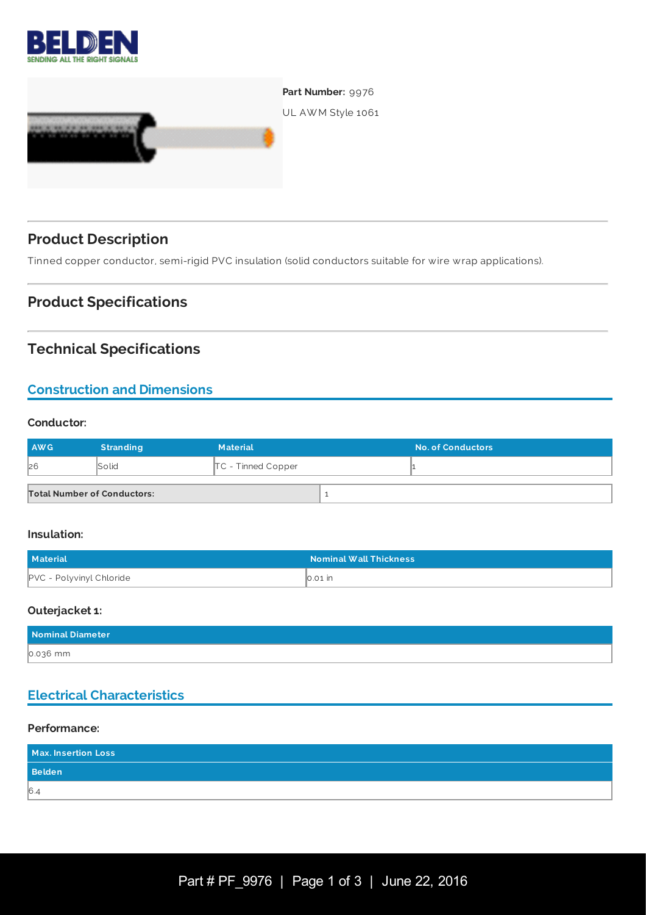**Part Number:** 9976

UL AWM Style 1061

## Product Description

Tinned copper conductor, semi-rigid PVC insulation (solid conductors suitable for wire wrap applications).

## Product Specifications

## Technical Specifications

### Construction and Dimensions

**Conductor:**

| AWG | Stranding | Material | No. of Conductors |
|---|---|---|---|
| 26 | Solid | TC - Tinned Copper | 1 |

| Total Number of Conductors: | 1 |
|---|---|

**Insulation:**

| Material | Nominal Wall Thickness |
|---|---|
| PVC - Polyvinyl Chloride | 0.01 in |

**Outerjacket 1:**

| Nominal Diameter |
|---|
| 0.036 mm |

### Electrical Characteristics

**Performance:**

| Max. Insertion Loss |
|---|
| Belden |
| 6.4 |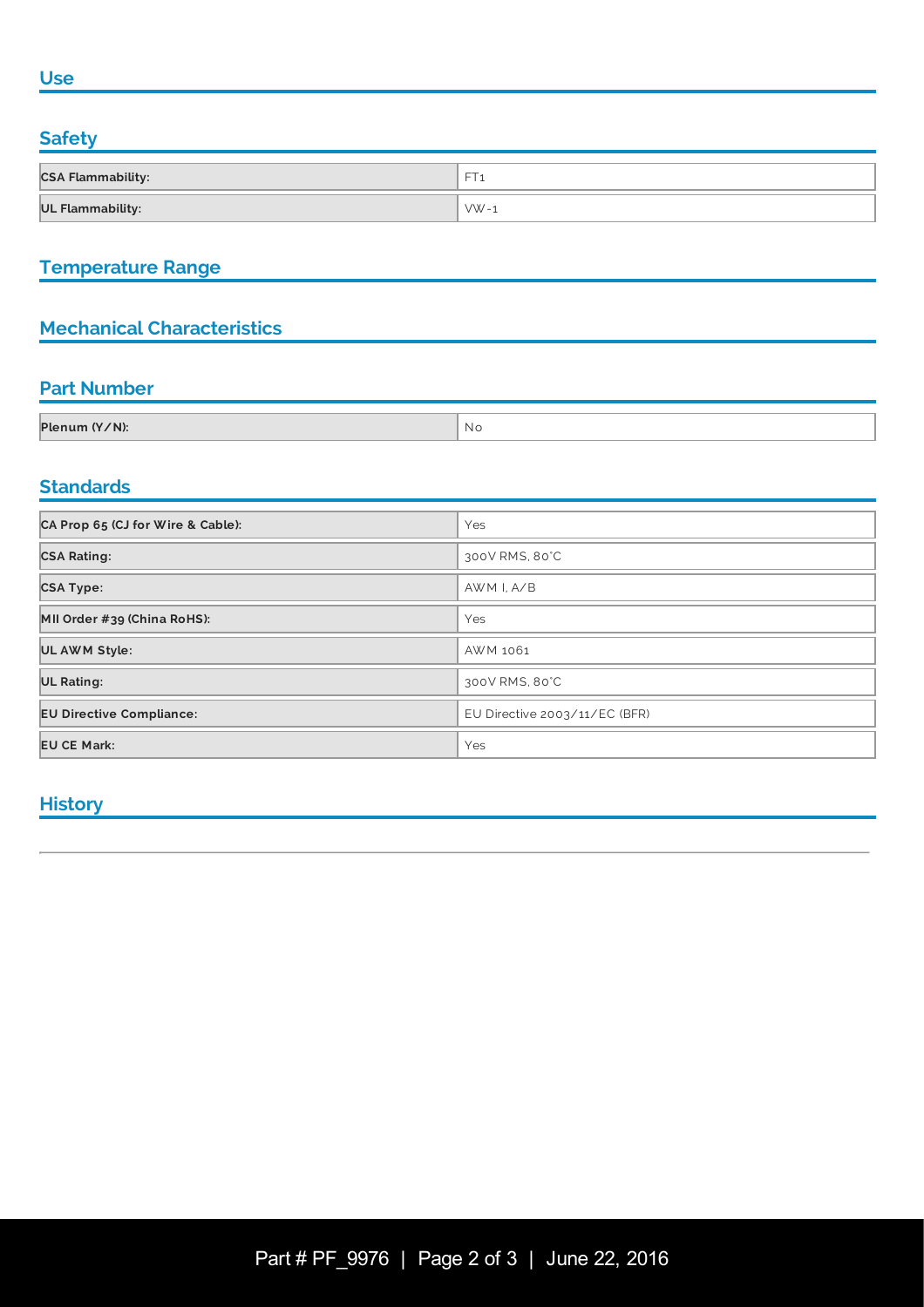## Use

## Safety

| | |
|---|---|
| **CSA Flammability:** | FT1 |
| **UL Flammability:** | VW-1 |

## Temperature Range

## Mechanical Characteristics

## Part Number

| | |
|---|---|
| **Plenum (Y/N):** | No |

## Standards

| | |
|---|---|
| **CA Prop 65 (CJ for Wire & Cable):** | Yes |
| **CSA Rating:** | 300V RMS, 80°C |
| **CSA Type:** | AWM I, A/B |
| **MII Order #39 (China RoHS):** | Yes |
| **UL AWM Style:** | AWM 1061 |
| **UL Rating:** | 300V RMS, 80°C |
| **EU Directive Compliance:** | EU Directive 2003/11/EC (BFR) |
| **EU CE Mark:** | Yes |

## History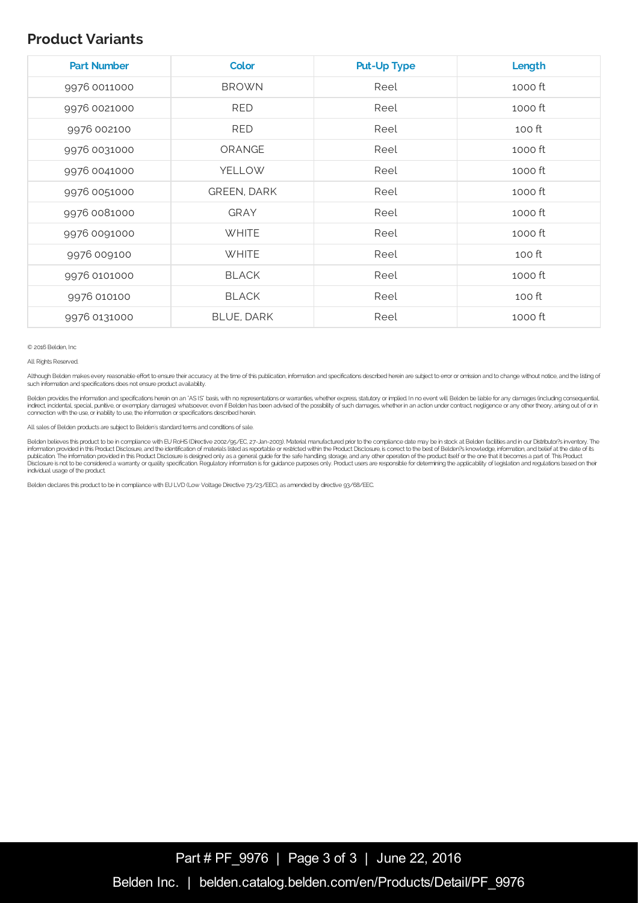## Product Variants

| Part Number | Color | Put-Up Type | Length |
|---|---|---|---|
| 9976 0011000 | BROWN | Reel | 1000 ft |
| 9976 0021000 | RED | Reel | 1000 ft |
| 9976 002100 | RED | Reel | 100 ft |
| 9976 0031000 | ORANGE | Reel | 1000 ft |
| 9976 0041000 | YELLOW | Reel | 1000 ft |
| 9976 0051000 | GREEN, DARK | Reel | 1000 ft |
| 9976 0081000 | GRAY | Reel | 1000 ft |
| 9976 0091000 | WHITE | Reel | 1000 ft |
| 9976 009100 | WHITE | Reel | 100 ft |
| 9976 0101000 | BLACK | Reel | 1000 ft |
| 9976 010100 | BLACK | Reel | 100 ft |
| 9976 0131000 | BLUE, DARK | Reel | 1000 ft |

© 2016 Belden, Inc

All Rights Reserved.

Although Belden makes every reasonable effort to ensure their accuracy at the time of this publication, information and specifications described herein are subject to error or omission and to change without notice, and the listing of such information and specifications does not ensure product availability.

Belden provides the information and specifications herein on an "AS IS" basis, with no representations or warranties, whether express, statutory or implied. In no event will Belden be liable for any damages (including consequential, indirect, incidental, special, punitive, or exemplary damages) whatsoever, even if Belden has been advised of the possibility of such damages, whether in an action under contract, negligence or any other theory, arising out of or in connection with the use, or inability to use, the information or specifications described herein.

All sales of Belden products are subject to Belden's standard terms and conditions of sale.

Belden believes this product to be in compliance with EU RoHS (Directive 2002/95/EC, 27-Jan-2003). Material manufactured prior to the compliance date may be in stock at Belden facilities and in our Distributor?s inventory. The information provided in this Product Disclosure, and the identification of materials listed as reportable or restricted within the Product Disclosure, is correct to the best of Belden?s knowledge, information, and belief at the date of its publication. The information provided in this Product Disclosure is designed only as a general guide for the safe handling, storage, and any other operation of the product itself or the one that it becomes a part of. This Product Disclosure is not to be considered a warranty or quality specification. Regulatory information is for guidance purposes only. Product users are responsible for determining the applicability of legislation and regulations based on their individual usage of the product.

Belden declares this product to be in compliance with EU LVD (Low Voltage Directive 73/23/EEC), as amended by directive 93/68/EEC.